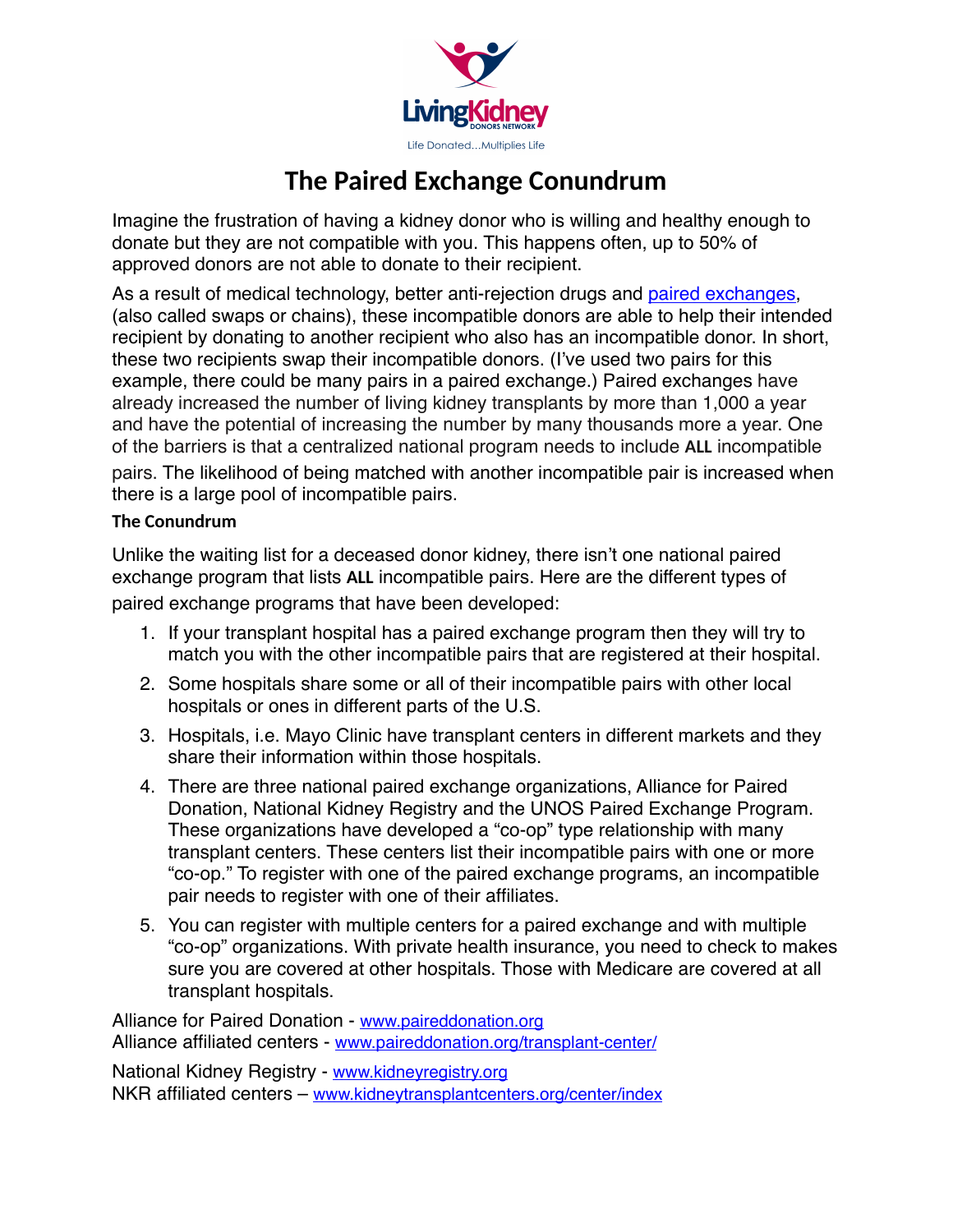LivingKidney DONORS NETWORK

Life Donated...Multiplies Life

# The Paired Exchange Conundrum

Imagine the frustration of having a kidney donor who is willing and healthy enough to donate but they are not compatible with you. This happens often, up to 50% of approved donors are not able to donate to their recipient.

As a result of medical technology, better anti-rejection drugs and [paired exchanges](), (also called swaps or chains), these incompatible donors are able to help their intended recipient by donating to another recipient who also has an incompatible donor. In short, these two recipients swap their incompatible donors. (I've used two pairs for this example, there could be many pairs in a paired exchange.) Paired exchanges have already increased the number of living kidney transplants by more than 1,000 a year and have the potential of increasing the number by many thousands more a year. One of the barriers is that a centralized national program needs to include **ALL** incompatible pairs. The likelihood of being matched with another incompatible pair is increased when there is a large pool of incompatible pairs.

**The Conundrum**

Unlike the waiting list for a deceased donor kidney, there isn't one national paired exchange program that lists **ALL** incompatible pairs. Here are the different types of paired exchange programs that have been developed:

1. If your transplant hospital has a paired exchange program then they will try to match you with the other incompatible pairs that are registered at their hospital.
2. Some hospitals share some or all of their incompatible pairs with other local hospitals or ones in different parts of the U.S.
3. Hospitals, i.e. Mayo Clinic have transplant centers in different markets and they share their information within those hospitals.
4. There are three national paired exchange organizations, Alliance for Paired Donation, National Kidney Registry and the UNOS Paired Exchange Program. These organizations have developed a "co-op" type relationship with many transplant centers. These centers list their incompatible pairs with one or more "co-op." To register with one of the paired exchange programs, an incompatible pair needs to register with one of their affiliates.
5. You can register with multiple centers for a paired exchange and with multiple "co-op" organizations. With private health insurance, you need to check to makes sure you are covered at other hospitals. Those with Medicare are covered at all transplant hospitals.

Alliance for Paired Donation - [www.paireddonation.org]()
Alliance affiliated centers - [www.paireddonation.org/transplant-center/]()

National Kidney Registry - [www.kidneyregistry.org]()
NKR affiliated centers – [www.kidneytransplantcenters.org/center/index]()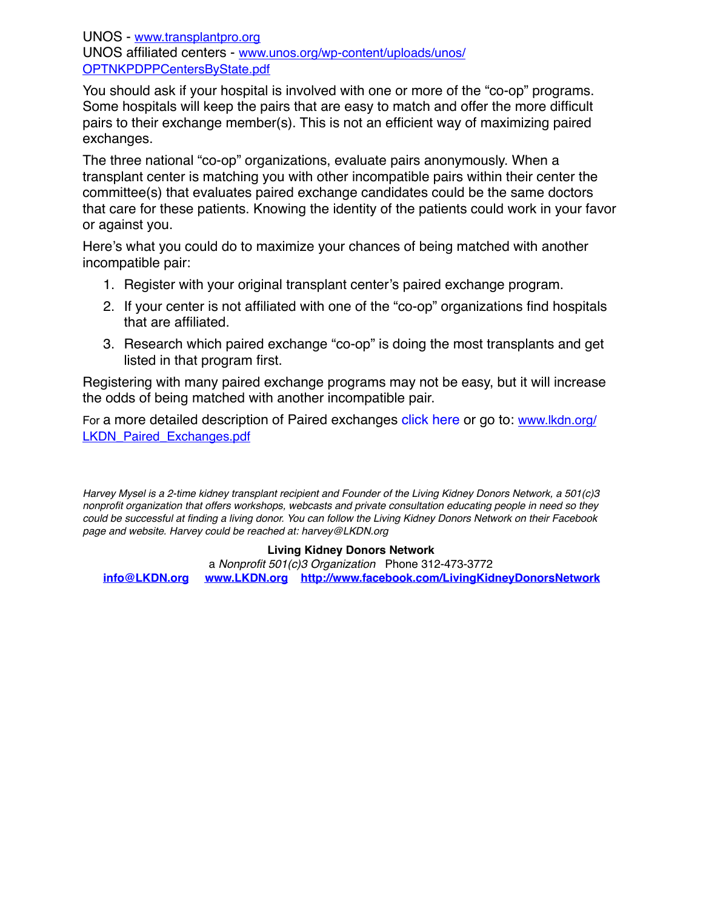UNOS - www.transplantpro.org
UNOS affiliated centers - www.unos.org/wp-content/uploads/unos/OPTNKPDPPCentersByState.pdf

You should ask if your hospital is involved with one or more of the "co-op" programs. Some hospitals will keep the pairs that are easy to match and offer the more difficult pairs to their exchange member(s). This is not an efficient way of maximizing paired exchanges.

The three national "co-op" organizations, evaluate pairs anonymously. When a transplant center is matching you with other incompatible pairs within their center the committee(s) that evaluates paired exchange candidates could be the same doctors that care for these patients. Knowing the identity of the patients could work in your favor or against you.

Here's what you could do to maximize your chances of being matched with another incompatible pair:

1. Register with your original transplant center's paired exchange program.
2. If your center is not affiliated with one of the "co-op" organizations find hospitals that are affiliated.
3. Research which paired exchange "co-op" is doing the most transplants and get listed in that program first.

Registering with many paired exchange programs may not be easy, but it will increase the odds of being matched with another incompatible pair.

For a more detailed description of Paired exchanges click here or go to: www.lkdn.org/LKDN_Paired_Exchanges.pdf

*Harvey Mysel is a 2-time kidney transplant recipient and Founder of the Living Kidney Donors Network, a 501(c)3 nonprofit organization that offers workshops, webcasts and private consultation educating people in need so they could be successful at finding a living donor. You can follow the Living Kidney Donors Network on their Facebook page and website. Harvey could be reached at: harvey@LKDN.org*

**Living Kidney Donors Network**
a *Nonprofit 501(c)3 Organization* Phone 312-473-3772
**info@LKDN.org** **www.LKDN.org** **http://www.facebook.com/LivingKidneyDonorsNetwork**